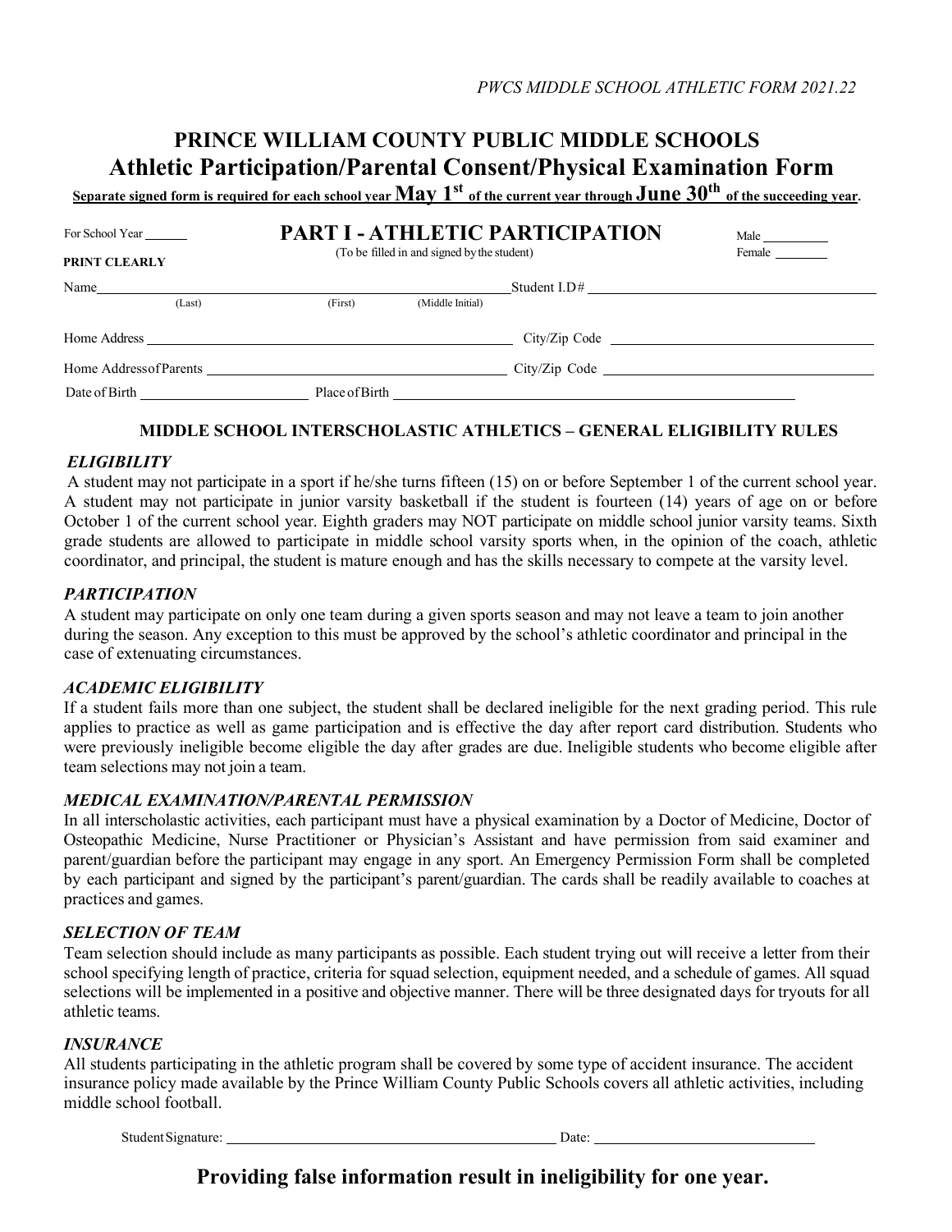# PRINCE WILLIAM COUNTY PUBLIC MIDDLE SCHOOLS
## Athletic Participation/Parental Consent/Physical Examination Form

**Separate signed form is required for each school year May 1st of the current year through June 30th of the succeeding year.**

For School Year ______

**PRINT CLEARLY**

## PART I - ATHLETIC PARTICIPATION

(To be filled in and signed by the student)

Male ________
Female ________

Name ______________________________ Student I.D# ______________________________
(Last) (First) (Middle Initial)

Home Address ______________________________ City/Zip Code ______________________________

Home Address of Parents ______________________________ City/Zip Code ______________________________

Date of Birth ______________________ Place of Birth ______________________________

### MIDDLE SCHOOL INTERSCHOLASTIC ATHLETICS – GENERAL ELIGIBILITY RULES

***ELIGIBILITY***

A student may not participate in a sport if he/she turns fifteen (15) on or before September 1 of the current school year. A student may not participate in junior varsity basketball if the student is fourteen (14) years of age on or before October 1 of the current school year. Eighth graders may NOT participate on middle school junior varsity teams. Sixth grade students are allowed to participate in middle school varsity sports when, in the opinion of the coach, athletic coordinator, and principal, the student is mature enough and has the skills necessary to compete at the varsity level.

***PARTICIPATION***

A student may participate on only one team during a given sports season and may not leave a team to join another during the season. Any exception to this must be approved by the school's athletic coordinator and principal in the case of extenuating circumstances.

***ACADEMIC ELIGIBILITY***

If a student fails more than one subject, the student shall be declared ineligible for the next grading period. This rule applies to practice as well as game participation and is effective the day after report card distribution. Students who were previously ineligible become eligible the day after grades are due. Ineligible students who become eligible after team selections may not join a team.

***MEDICAL EXAMINATION/PARENTAL PERMISSION***

In all interscholastic activities, each participant must have a physical examination by a Doctor of Medicine, Doctor of Osteopathic Medicine, Nurse Practitioner or Physician's Assistant and have permission from said examiner and parent/guardian before the participant may engage in any sport. An Emergency Permission Form shall be completed by each participant and signed by the participant's parent/guardian. The cards shall be readily available to coaches at practices and games.

***SELECTION OF TEAM***

Team selection should include as many participants as possible. Each student trying out will receive a letter from their school specifying length of practice, criteria for squad selection, equipment needed, and a schedule of games. All squad selections will be implemented in a positive and objective manner. There will be three designated days for tryouts for all athletic teams.

***INSURANCE***

All students participating in the athletic program shall be covered by some type of accident insurance. The accident insurance policy made available by the Prince William County Public Schools covers all athletic activities, including middle school football.

Student Signature: ______________________________ Date: ______________________

**Providing false information result in ineligibility for one year.**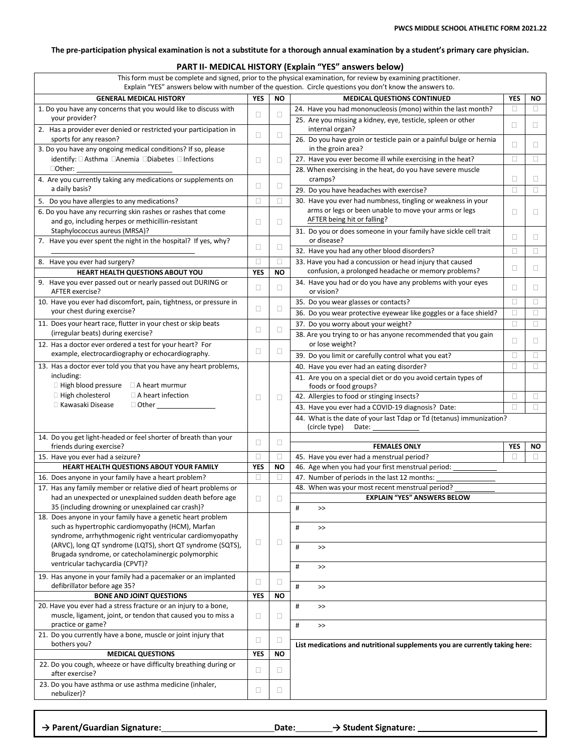**The pre-participation physical examination is not a substitute for a thorough annual examination by a student's primary care physician.**

## PART II- MEDICAL HISTORY (Explain "YES" answers below)

This form must be complete and signed, prior to the physical examination, for review by examining practitioner.
Explain "YES" answers below with number of the question. Circle questions you don't know the answers to.

| GENERAL MEDICAL HISTORY | YES | NO |
|---|---|---|
| 1. Do you have any concerns that you would like to discuss with your provider? | ☐ | ☐ |
| 2. Has a provider ever denied or restricted your participation in sports for any reason? | ☐ | ☐ |
| 3. Do you have any ongoing medical conditions? If so, please identify: ☐ Asthma ☐Anemia ☐Diabetes ☐ Infections ☐Other: ________ | ☐ | ☐ |
| 4. Are you currently taking any medications or supplements on a daily basis? | ☐ | ☐ |
| 5. Do you have allergies to any medications? | ☐ | ☐ |
| 6. Do you have any recurring skin rashes or rashes that come and go, including herpes or methicillin-resistant Staphylococcus aureus (MRSA)? | ☐ | ☐ |
| 7. Have you ever spent the night in the hospital? If yes, why? ________ | ☐ | ☐ |
| 8. Have you ever had surgery? | ☐ | ☐ |
| **HEART HEALTH QUESTIONS ABOUT YOU** | **YES** | **NO** |
| 9. Have you ever passed out or nearly passed out DURING or AFTER exercise? | ☐ | ☐ |
| 10. Have you ever had discomfort, pain, tightness, or pressure in your chest during exercise? | ☐ | ☐ |
| 11. Does your heart race, flutter in your chest or skip beats (irregular beats) during exercise? | ☐ | ☐ |
| 12. Has a doctor ever ordered a test for your heart? For example, electrocardiography or echocardiography. | ☐ | ☐ |
| 13. Has a doctor ever told you that you have any heart problems, including: ☐ High blood pressure ☐ A heart murmur ☐ High cholesterol ☐ A heart infection ☐ Kawasaki Disease ☐ Other ________ | ☐ | ☐ |
| 14. Do you get light-headed or feel shorter of breath than your friends during exercise? | ☐ | ☐ |
| 15. Have you ever had a seizure? | ☐ | ☐ |
| **HEART HEALTH QUESTIONS ABOUT YOUR FAMILY** | **YES** | **NO** |
| 16. Does anyone in your family have a heart problem? | ☐ | ☐ |
| 17. Has any family member or relative died of heart problems or had an unexpected or unexplained sudden death before age 35 (including drowning or unexplained car crash)? | ☐ | ☐ |
| 18. Does anyone in your family have a genetic heart problem such as hypertrophic cardiomyopathy (HCM), Marfan syndrome, arrhythmogenic right ventricular cardiomyopathy (ARVC), long QT syndrome (LQTS), short QT syndrome (SQTS), Brugada syndrome, or catecholaminergic polymorphic ventricular tachycardia (CPVT)? | ☐ | ☐ |
| 19. Has anyone in your family had a pacemaker or an implanted defibrillator before age 35? | ☐ | ☐ |
| **BONE AND JOINT QUESTIONS** | **YES** | **NO** |
| 20. Have you ever had a stress fracture or an injury to a bone, muscle, ligament, joint, or tendon that caused you to miss a practice or game? | ☐ | ☐ |
| 21. Do you currently have a bone, muscle or joint injury that bothers you? | ☐ | ☐ |
| **MEDICAL QUESTIONS** | **YES** | **NO** |
| 22. Do you cough, wheeze or have difficulty breathing during or after exercise? | ☐ | ☐ |
| 23. Do you have asthma or use asthma medicine (inhaler, nebulizer)? | ☐ | ☐ |

| MEDICAL QUESTIONS CONTINUED | YES | NO |
|---|---|---|
| 24. Have you had mononucleosis (mono) within the last month? | ☐ | ☐ |
| 25. Are you missing a kidney, eye, testicle, spleen or other internal organ? | ☐ | ☐ |
| 26. Do you have groin or testicle pain or a painful bulge or hernia in the groin area? | ☐ | ☐ |
| 27. Have you ever become ill while exercising in the heat? | ☐ | ☐ |
| 28. When exercising in the heat, do you have severe muscle cramps? | ☐ | ☐ |
| 29. Do you have headaches with exercise? | ☐ | ☐ |
| 30. Have you ever had numbness, tingling or weakness in your arms or legs or been unable to move your arms or legs AFTER being hit or falling? | ☐ | ☐ |
| 31. Do you or does someone in your family have sickle cell trait or disease? | ☐ | ☐ |
| 32. Have you had any other blood disorders? | ☐ | ☐ |
| 33. Have you had a concussion or head injury that caused confusion, a prolonged headache or memory problems? | ☐ | ☐ |
| 34. Have you had or do you have any problems with your eyes or vision? | ☐ | ☐ |
| 35. Do you wear glasses or contacts? | ☐ | ☐ |
| 36. Do you wear protective eyewear like goggles or a face shield? | ☐ | ☐ |
| 37. Do you worry about your weight? | ☐ | ☐ |
| 38. Are you trying to or has anyone recommended that you gain or lose weight? | ☐ | ☐ |
| 39. Do you limit or carefully control what you eat? | ☐ | ☐ |
| 40. Have you ever had an eating disorder? | ☐ | ☐ |
| 41. Are you on a special diet or do you avoid certain types of foods or food groups? | | |
| 42. Allergies to food or stinging insects? | ☐ | ☐ |
| 43. Have you ever had a COVID-19 diagnosis? Date: | ☐ | ☐ |
| 44. What is the date of your last Tdap or Td (tetanus) immunization? (circle type) Date: ________ | | |
| **FEMALES ONLY** | **YES** | **NO** |
| 45. Have you ever had a menstrual period? | ☐ | ☐ |
| 46. Age when you had your first menstrual period: ________ | | |
| 47. Number of periods in the last 12 months: ________ | | |
| 48. When was your most recent menstrual period? ________ | | |

**EXPLAIN "YES" ANSWERS BELOW**

# >>

# >>

# >>

# >>

# >>

# >>

# >>

**List medications and nutritional supplements you are currently taking here:**

**→ Parent/Guardian Signature:** ________ **Date:** ________ **→ Student Signature:** ________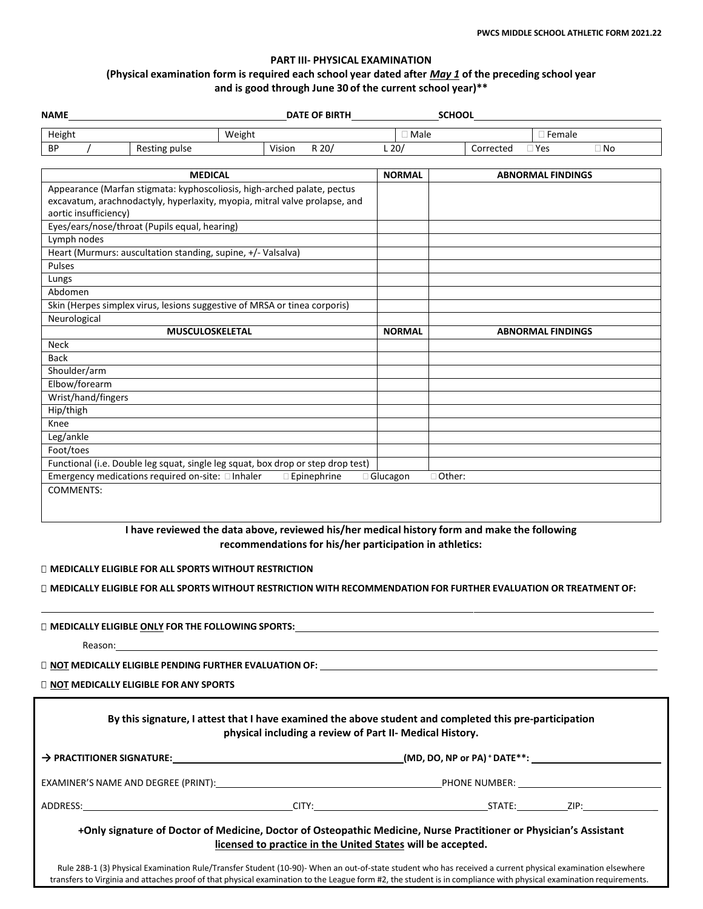## PART III- PHYSICAL EXAMINATION

**(Physical examination form is required each school year dated after *May 1* of the preceding school year and is good through June 30 of the current school year)\*\***

**NAME** ______________________ **DATE OF BIRTH** ______________ **SCHOOL** ______________________

| Height | | Weight | | ☐ Male | ☐ Female |
|---|---|---|---|---|---|
| BP / | Resting pulse | Vision R 20/ | L 20/ | Corrected ☐ Yes | ☐ No |

| MEDICAL | NORMAL | ABNORMAL FINDINGS |
|---|---|---|
| Appearance (Marfan stigmata: kyphoscoliosis, high-arched palate, pectus excavatum, arachnodactyly, hyperlaxity, myopia, mitral valve prolapse, and aortic insufficiency) | | |
| Eyes/ears/nose/throat (Pupils equal, hearing) | | |
| Lymph nodes | | |
| Heart (Murmurs: auscultation standing, supine, +/- Valsalva) | | |
| Pulses | | |
| Lungs | | |
| Abdomen | | |
| Skin (Herpes simplex virus, lesions suggestive of MRSA or tinea corporis) | | |
| Neurological | | |
| **MUSCULOSKELETAL** | **NORMAL** | **ABNORMAL FINDINGS** |
| Neck | | |
| Back | | |
| Shoulder/arm | | |
| Elbow/forearm | | |
| Wrist/hand/fingers | | |
| Hip/thigh | | |
| Knee | | |
| Leg/ankle | | |
| Foot/toes | | |
| Functional (i.e. Double leg squat, single leg squat, box drop or step drop test) | | |
| Emergency medications required on-site: ☐ Inhaler ☐ Epinephrine | ☐ Glucagon | ☐ Other: |
| COMMENTS: | | |

**I have reviewed the data above, reviewed his/her medical history form and make the following recommendations for his/her participation in athletics:**

☐ **MEDICALLY ELIGIBLE FOR ALL SPORTS WITHOUT RESTRICTION**

☐ **MEDICALLY ELIGIBLE FOR ALL SPORTS WITHOUT RESTRICTION WITH RECOMMENDATION FOR FURTHER EVALUATION OR TREATMENT OF:**

______________________________________________

☐ **MEDICALLY ELIGIBLE ONLY FOR THE FOLLOWING SPORTS:** ______________________

Reason: ______________________________________________

☐ **NOT MEDICALLY ELIGIBLE PENDING FURTHER EVALUATION OF:** ______________________

☐ **NOT MEDICALLY ELIGIBLE FOR ANY SPORTS**

**By this signature, I attest that I have examined the above student and completed this pre-participation physical including a review of Part II- Medical History.**

**→ PRACTITIONER SIGNATURE:** ______________________ **(MD, DO, NP or PA) + DATE\*\*:** ______________

EXAMINER'S NAME AND DEGREE (PRINT): ______________________ PHONE NUMBER: ______________

ADDRESS: ______________________ CITY: ______________ STATE: ________ ZIP: ________

**+Only signature of Doctor of Medicine, Doctor of Osteopathic Medicine, Nurse Practitioner or Physician's Assistant licensed to practice in the United States will be accepted.**

Rule 28B-1 (3) Physical Examination Rule/Transfer Student (10-90)- When an out-of-state student who has received a current physical examination elsewhere transfers to Virginia and attaches proof of that physical examination to the League form #2, the student is in compliance with physical examination requirements.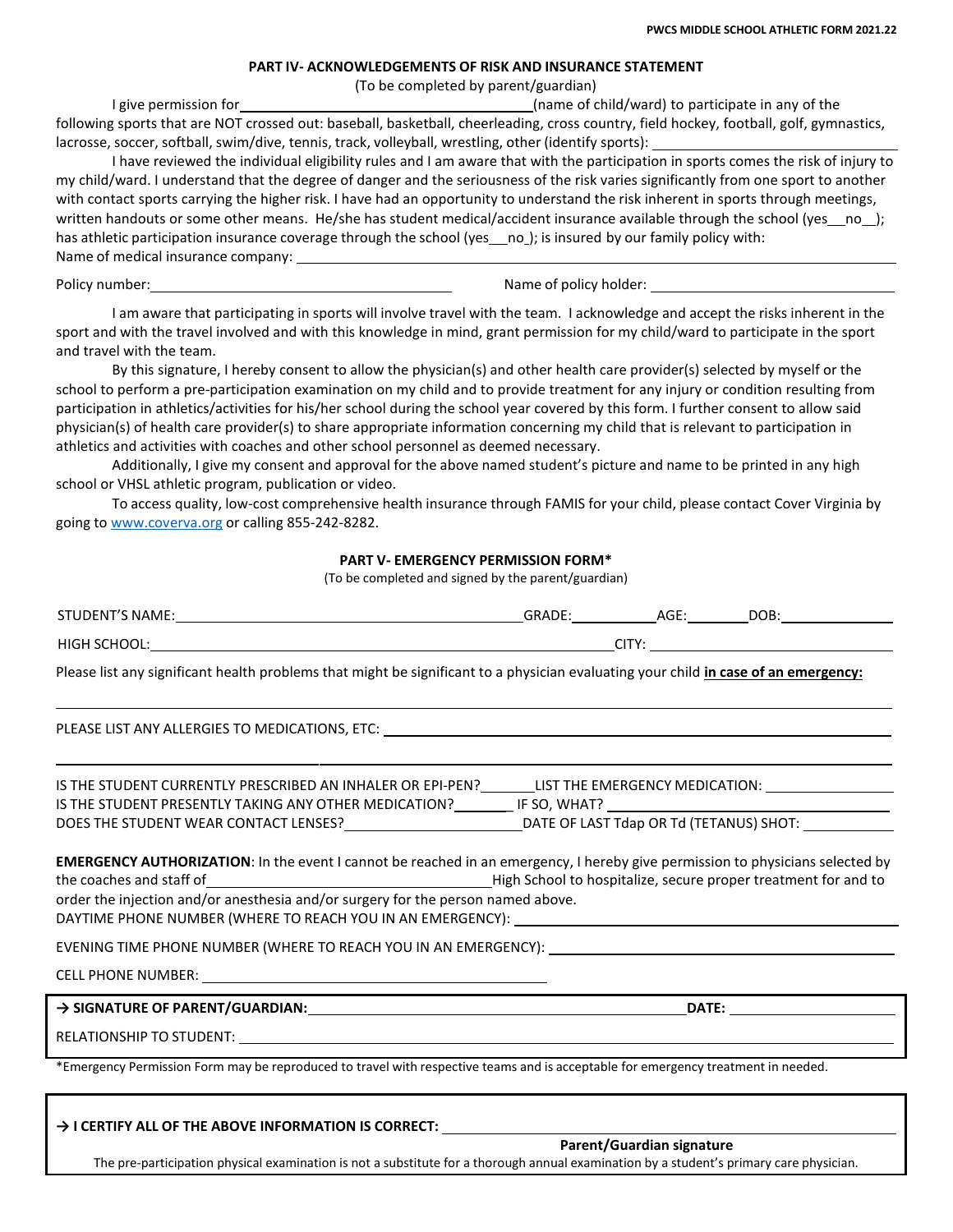## PART IV- ACKNOWLEDGEMENTS OF RISK AND INSURANCE STATEMENT

(To be completed by parent/guardian)

I give permission for ______________________________ (name of child/ward) to participate in any of the following sports that are NOT crossed out: baseball, basketball, cheerleading, cross country, field hockey, football, golf, gymnastics, lacrosse, soccer, softball, swim/dive, tennis, track, volleyball, wrestling, other (identify sports): ______________________________

I have reviewed the individual eligibility rules and I am aware that with the participation in sports comes the risk of injury to my child/ward. I understand that the degree of danger and the seriousness of the risk varies significantly from one sport to another with contact sports carrying the higher risk. I have had an opportunity to understand the risk inherent in sports through meetings, written handouts or some other means. He/she has student medical/accident insurance available through the school (yes__no__); has athletic participation insurance coverage through the school (yes__no_); is insured by our family policy with:

Name of medical insurance company: ______________________________

Policy number: ______________________________ Name of policy holder: ______________________________

I am aware that participating in sports will involve travel with the team. I acknowledge and accept the risks inherent in the sport and with the travel involved and with this knowledge in mind, grant permission for my child/ward to participate in the sport and travel with the team.

By this signature, I hereby consent to allow the physician(s) and other health care provider(s) selected by myself or the school to perform a pre-participation examination on my child and to provide treatment for any injury or condition resulting from participation in athletics/activities for his/her school during the school year covered by this form. I further consent to allow said physician(s) of health care provider(s) to share appropriate information concerning my child that is relevant to participation in athletics and activities with coaches and other school personnel as deemed necessary.

Additionally, I give my consent and approval for the above named student's picture and name to be printed in any high school or VHSL athletic program, publication or video.

To access quality, low-cost comprehensive health insurance through FAMIS for your child, please contact Cover Virginia by going to www.coverva.org or calling 855-242-8282.

## PART V- EMERGENCY PERMISSION FORM*

(To be completed and signed by the parent/guardian)

STUDENT'S NAME: ______________________________ GRADE: __________ AGE: ________ DOB: ______________

HIGH SCHOOL: ______________________________ CITY: ______________________________

Please list any significant health problems that might be significant to a physician evaluating your child **in case of an emergency:**

______________________________

PLEASE LIST ANY ALLERGIES TO MEDICATIONS, ETC: ______________________________

______________________________

IS THE STUDENT CURRENTLY PRESCRIBED AN INHALER OR EPI-PEN? _______ LIST THE EMERGENCY MEDICATION: ______________

IS THE STUDENT PRESENTLY TAKING ANY OTHER MEDICATION? _______ IF SO, WHAT? ______________________________

DOES THE STUDENT WEAR CONTACT LENSES? ______________ DATE OF LAST Tdap OR Td (TETANUS) SHOT: ____________

**EMERGENCY AUTHORIZATION**: In the event I cannot be reached in an emergency, I hereby give permission to physicians selected by the coaches and staff of ______________________________ High School to hospitalize, secure proper treatment for and to order the injection and/or anesthesia and/or surgery for the person named above.

DAYTIME PHONE NUMBER (WHERE TO REACH YOU IN AN EMERGENCY): ______________________________

EVENING TIME PHONE NUMBER (WHERE TO REACH YOU IN AN EMERGENCY): ______________________________

CELL PHONE NUMBER: ______________________________

**→ SIGNATURE OF PARENT/GUARDIAN:** ______________________________ **DATE:** ______________

RELATIONSHIP TO STUDENT: ______________________________

*Emergency Permission Form may be reproduced to travel with respective teams and is acceptable for emergency treatment in needed.

**→ I CERTIFY ALL OF THE ABOVE INFORMATION IS CORRECT:** ______________________________

**Parent/Guardian signature**

The pre-participation physical examination is not a substitute for a thorough annual examination by a student's primary care physician.